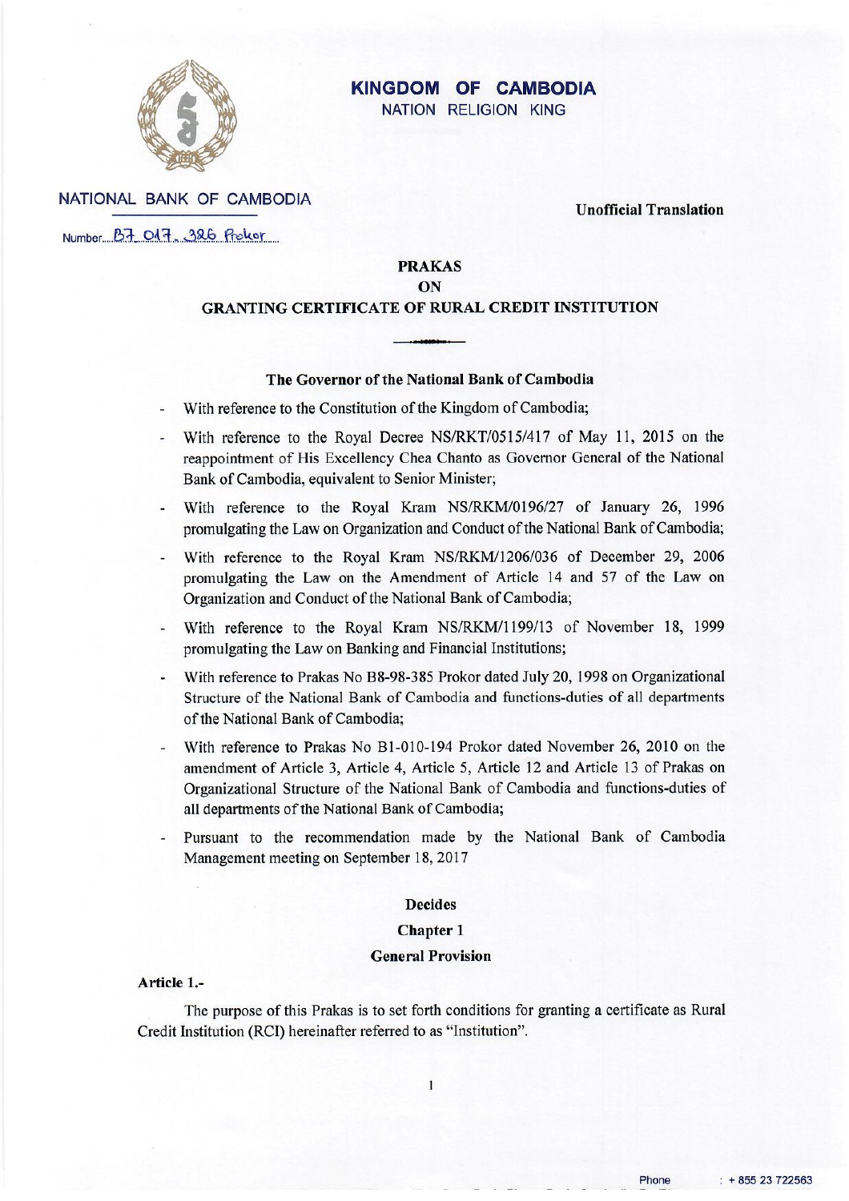**KINGDOM OF CAMBODIA**
NATION RELIGION KING

NATIONAL BANK OF CAMBODIA

**Unofficial Translation**

Number B7 017 326 Prokor

# PRAKAS
# ON
# GRANTING CERTIFICATE OF RURAL CREDIT INSTITUTION

### The Governor of the National Bank of Cambodia

- With reference to the Constitution of the Kingdom of Cambodia;
- With reference to the Royal Decree NS/RKT/0515/417 of May 11, 2015 on the reappointment of His Excellency Chea Chanto as Governor General of the National Bank of Cambodia, equivalent to Senior Minister;
- With reference to the Royal Kram NS/RKM/0196/27 of January 26, 1996 promulgating the Law on Organization and Conduct of the National Bank of Cambodia;
- With reference to the Royal Kram NS/RKM/1206/036 of December 29, 2006 promulgating the Law on the Amendment of Article 14 and 57 of the Law on Organization and Conduct of the National Bank of Cambodia;
- With reference to the Royal Kram NS/RKM/1199/13 of November 18, 1999 promulgating the Law on Banking and Financial Institutions;
- With reference to Prakas No B8-98-385 Prokor dated July 20, 1998 on Organizational Structure of the National Bank of Cambodia and functions-duties of all departments of the National Bank of Cambodia;
- With reference to Prakas No B1-010-194 Prokor dated November 26, 2010 on the amendment of Article 3, Article 4, Article 5, Article 12 and Article 13 of Prakas on Organizational Structure of the National Bank of Cambodia and functions-duties of all departments of the National Bank of Cambodia;
- Pursuant to the recommendation made by the National Bank of Cambodia Management meeting on September 18, 2017

### Decides

## Chapter 1
## General Provision

**Article 1.-**

The purpose of this Prakas is to set forth conditions for granting a certificate as Rural Credit Institution (RCI) hereinafter referred to as "Institution".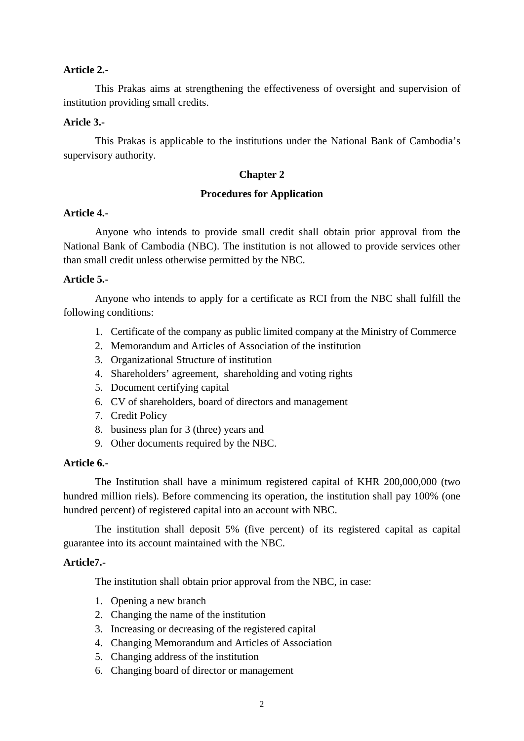**Article 2.-**

This Prakas aims at strengthening the effectiveness of oversight and supervision of institution providing small credits.

**Aricle 3.-**

This Prakas is applicable to the institutions under the National Bank of Cambodia's supervisory authority.

## Chapter 2

## Procedures for Application

**Article 4.-**

Anyone who intends to provide small credit shall obtain prior approval from the National Bank of Cambodia (NBC). The institution is not allowed to provide services other than small credit unless otherwise permitted by the NBC.

**Article 5.-**

Anyone who intends to apply for a certificate as RCI from the NBC shall fulfill the following conditions:

1. Certificate of the company as public limited company at the Ministry of Commerce
2. Memorandum and Articles of Association of the institution
3. Organizational Structure of institution
4. Shareholders' agreement, shareholding and voting rights
5. Document certifying capital
6. CV of shareholders, board of directors and management
7. Credit Policy
8. business plan for 3 (three) years and
9. Other documents required by the NBC.

**Article 6.-**

The Institution shall have a minimum registered capital of KHR 200,000,000 (two hundred million riels). Before commencing its operation, the institution shall pay 100% (one hundred percent) of registered capital into an account with NBC.

The institution shall deposit 5% (five percent) of its registered capital as capital guarantee into its account maintained with the NBC.

**Article7.-**

The institution shall obtain prior approval from the NBC, in case:

1. Opening a new branch
2. Changing the name of the institution
3. Increasing or decreasing of the registered capital
4. Changing Memorandum and Articles of Association
5. Changing address of the institution
6. Changing board of director or management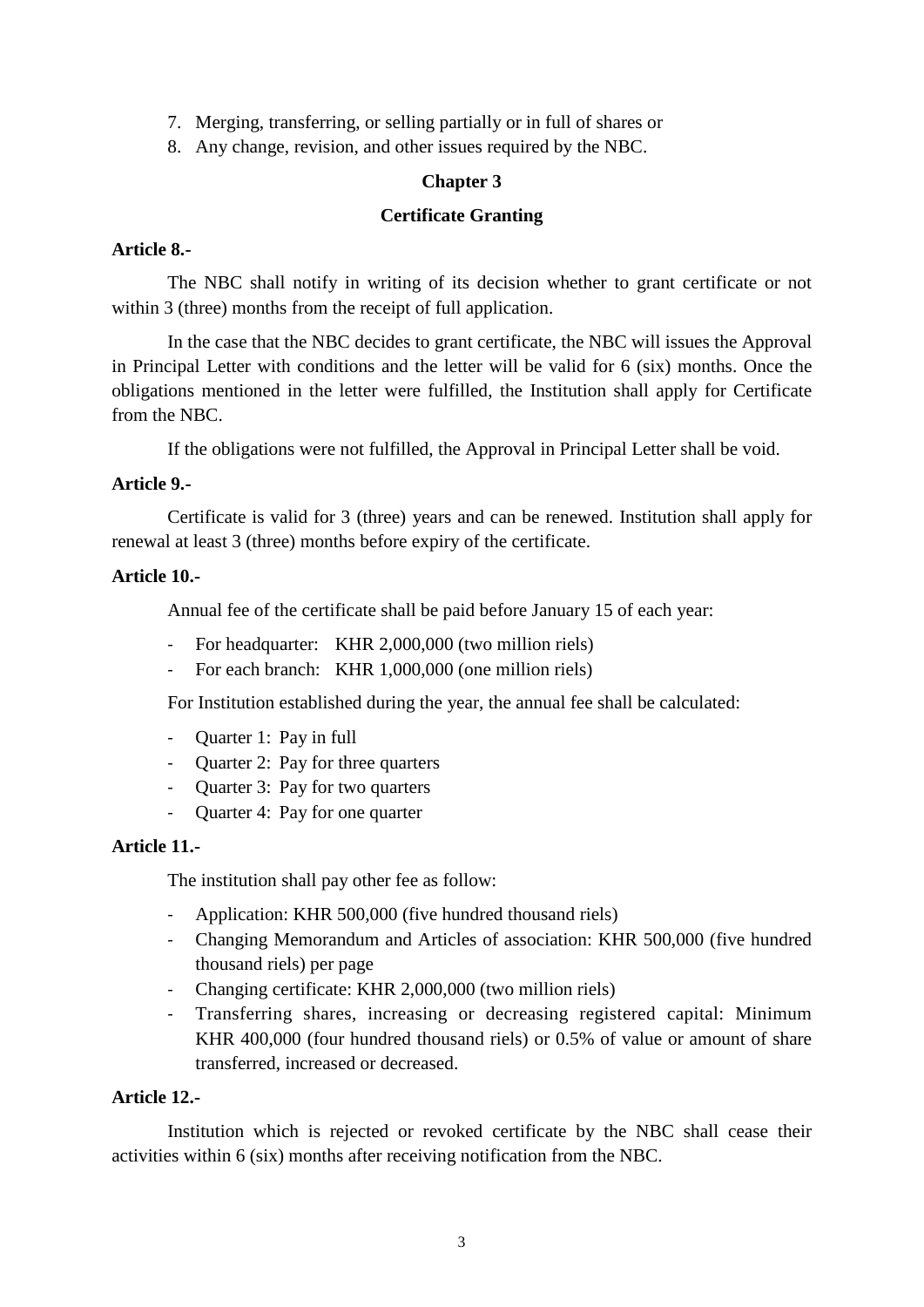7. Merging, transferring, or selling partially or in full of shares or
8. Any change, revision, and other issues required by the NBC.

## Chapter 3

## Certificate Granting

**Article 8.-**

The NBC shall notify in writing of its decision whether to grant certificate or not within 3 (three) months from the receipt of full application.

In the case that the NBC decides to grant certificate, the NBC will issues the Approval in Principal Letter with conditions and the letter will be valid for 6 (six) months. Once the obligations mentioned in the letter were fulfilled, the Institution shall apply for Certificate from the NBC.

If the obligations were not fulfilled, the Approval in Principal Letter shall be void.

**Article 9.-**

Certificate is valid for 3 (three) years and can be renewed. Institution shall apply for renewal at least 3 (three) months before expiry of the certificate.

**Article 10.-**

Annual fee of the certificate shall be paid before January 15 of each year:

- For headquarter: KHR 2,000,000 (two million riels)
- For each branch: KHR 1,000,000 (one million riels)

For Institution established during the year, the annual fee shall be calculated:

- Quarter 1: Pay in full
- Quarter 2: Pay for three quarters
- Quarter 3: Pay for two quarters
- Quarter 4: Pay for one quarter

**Article 11.-**

The institution shall pay other fee as follow:

- Application: KHR 500,000 (five hundred thousand riels)
- Changing Memorandum and Articles of association: KHR 500,000 (five hundred thousand riels) per page
- Changing certificate: KHR 2,000,000 (two million riels)
- Transferring shares, increasing or decreasing registered capital: Minimum KHR 400,000 (four hundred thousand riels) or 0.5% of value or amount of share transferred, increased or decreased.

**Article 12.-**

Institution which is rejected or revoked certificate by the NBC shall cease their activities within 6 (six) months after receiving notification from the NBC.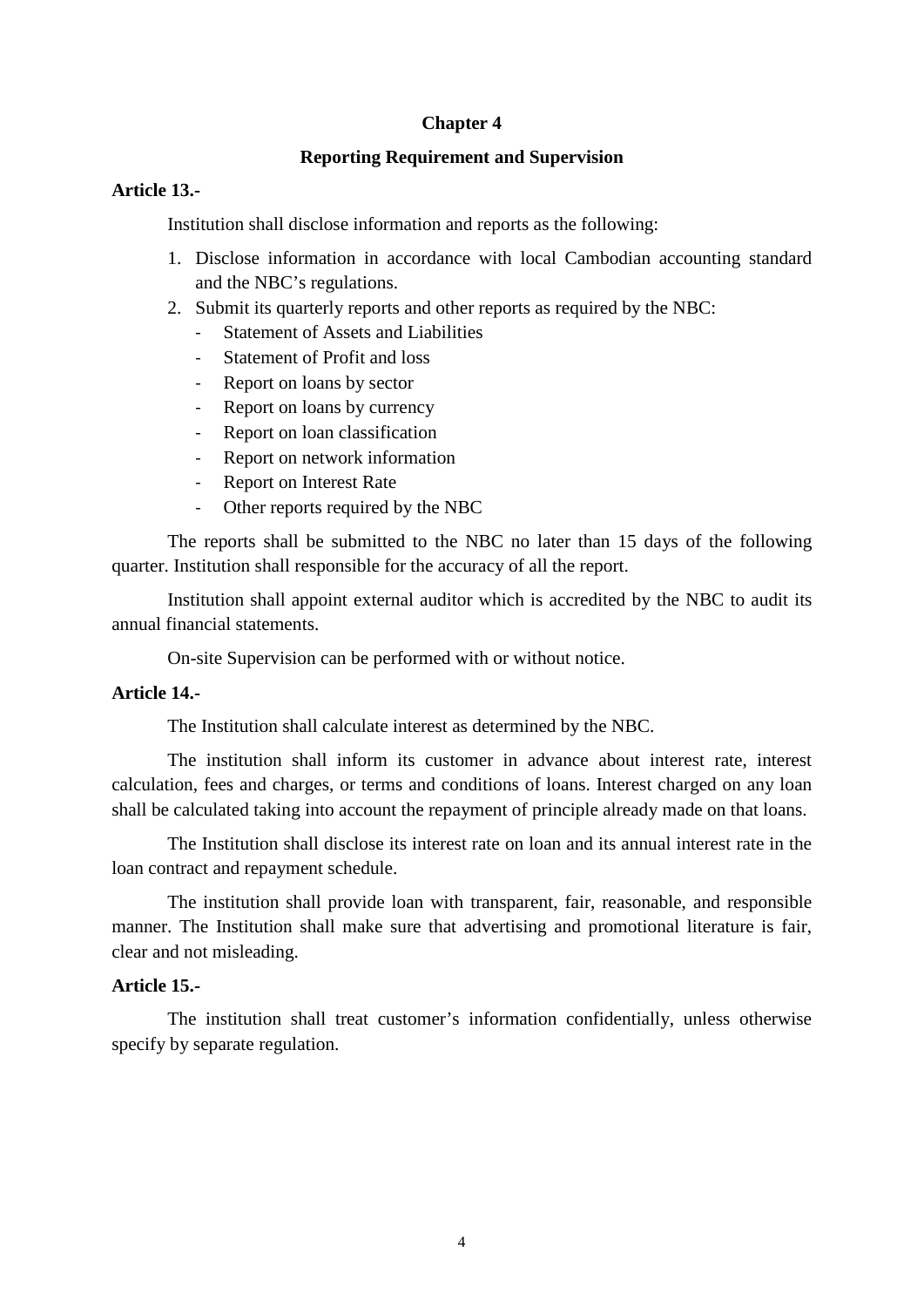## Chapter 4

## Reporting Requirement and Supervision

**Article 13.-**

Institution shall disclose information and reports as the following:

1. Disclose information in accordance with local Cambodian accounting standard and the NBC's regulations.
2. Submit its quarterly reports and other reports as required by the NBC:
   - Statement of Assets and Liabilities
   - Statement of Profit and loss
   - Report on loans by sector
   - Report on loans by currency
   - Report on loan classification
   - Report on network information
   - Report on Interest Rate
   - Other reports required by the NBC

The reports shall be submitted to the NBC no later than 15 days of the following quarter. Institution shall responsible for the accuracy of all the report.

Institution shall appoint external auditor which is accredited by the NBC to audit its annual financial statements.

On-site Supervision can be performed with or without notice.

**Article 14.-**

The Institution shall calculate interest as determined by the NBC.

The institution shall inform its customer in advance about interest rate, interest calculation, fees and charges, or terms and conditions of loans. Interest charged on any loan shall be calculated taking into account the repayment of principle already made on that loans.

The Institution shall disclose its interest rate on loan and its annual interest rate in the loan contract and repayment schedule.

The institution shall provide loan with transparent, fair, reasonable, and responsible manner. The Institution shall make sure that advertising and promotional literature is fair, clear and not misleading.

**Article 15.-**

The institution shall treat customer's information confidentially, unless otherwise specify by separate regulation.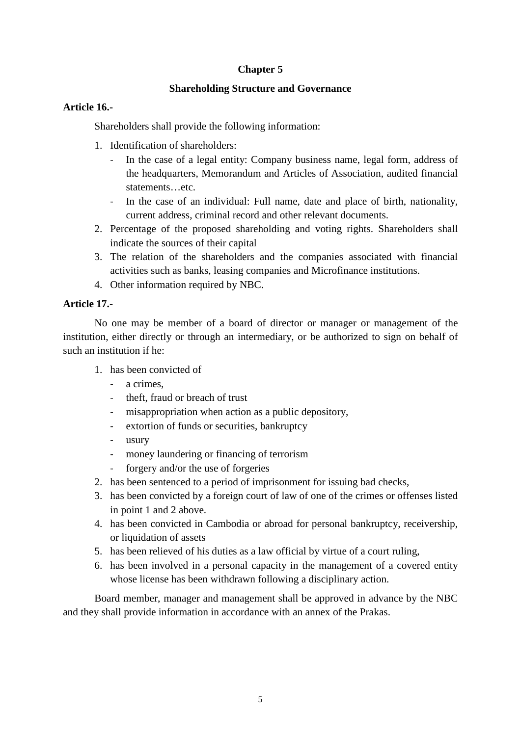## Chapter 5

### Shareholding Structure and Governance

**Article 16.-**

Shareholders shall provide the following information:

1. Identification of shareholders:
   - In the case of a legal entity: Company business name, legal form, address of the headquarters, Memorandum and Articles of Association, audited financial statements…etc.
   - In the case of an individual: Full name, date and place of birth, nationality, current address, criminal record and other relevant documents.
2. Percentage of the proposed shareholding and voting rights. Shareholders shall indicate the sources of their capital
3. The relation of the shareholders and the companies associated with financial activities such as banks, leasing companies and Microfinance institutions.
4. Other information required by NBC.

**Article 17.-**

No one may be member of a board of director or manager or management of the institution, either directly or through an intermediary, or be authorized to sign on behalf of such an institution if he:

1. has been convicted of
   - a crimes,
   - theft, fraud or breach of trust
   - misappropriation when action as a public depository,
   - extortion of funds or securities, bankruptcy
   - usury
   - money laundering or financing of terrorism
   - forgery and/or the use of forgeries
2. has been sentenced to a period of imprisonment for issuing bad checks,
3. has been convicted by a foreign court of law of one of the crimes or offenses listed in point 1 and 2 above.
4. has been convicted in Cambodia or abroad for personal bankruptcy, receivership, or liquidation of assets
5. has been relieved of his duties as a law official by virtue of a court ruling,
6. has been involved in a personal capacity in the management of a covered entity whose license has been withdrawn following a disciplinary action.

Board member, manager and management shall be approved in advance by the NBC and they shall provide information in accordance with an annex of the Prakas.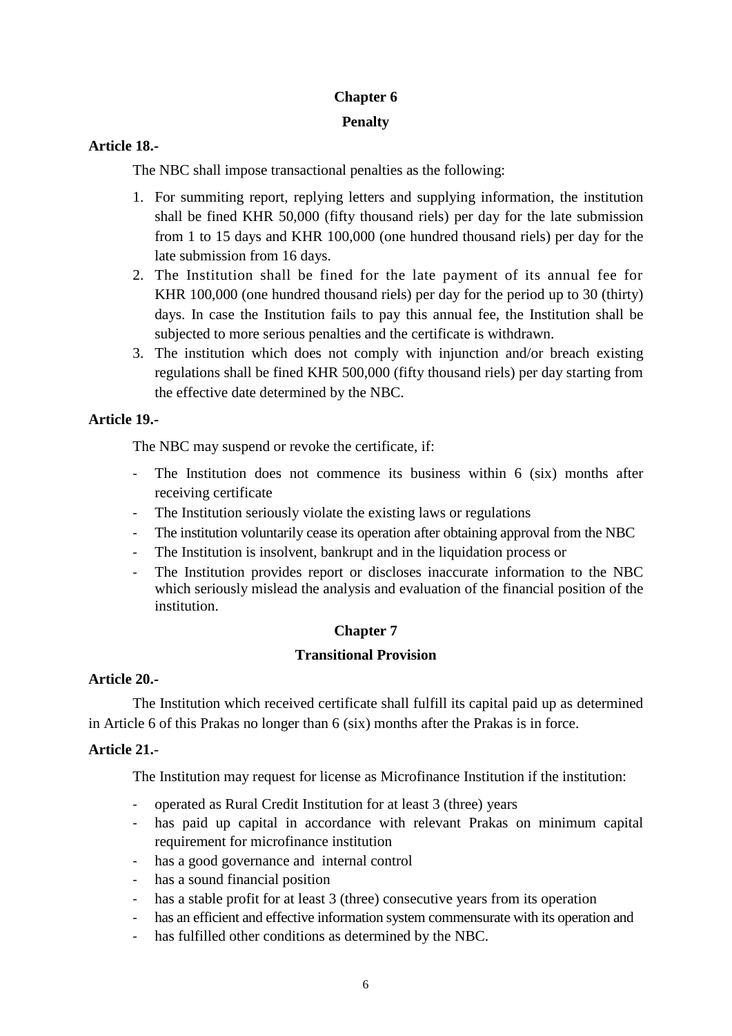## Chapter 6

## Penalty

**Article 18.-**

The NBC shall impose transactional penalties as the following:

1. For summiting report, replying letters and supplying information, the institution shall be fined KHR 50,000 (fifty thousand riels) per day for the late submission from 1 to 15 days and KHR 100,000 (one hundred thousand riels) per day for the late submission from 16 days.
2. The Institution shall be fined for the late payment of its annual fee for KHR 100,000 (one hundred thousand riels) per day for the period up to 30 (thirty) days. In case the Institution fails to pay this annual fee, the Institution shall be subjected to more serious penalties and the certificate is withdrawn.
3. The institution which does not comply with injunction and/or breach existing regulations shall be fined KHR 500,000 (fifty thousand riels) per day starting from the effective date determined by the NBC.

**Article 19.-**

The NBC may suspend or revoke the certificate, if:

- The Institution does not commence its business within 6 (six) months after receiving certificate
- The Institution seriously violate the existing laws or regulations
- The institution voluntarily cease its operation after obtaining approval from the NBC
- The Institution is insolvent, bankrupt and in the liquidation process or
- The Institution provides report or discloses inaccurate information to the NBC which seriously mislead the analysis and evaluation of the financial position of the institution.

## Chapter 7

## Transitional Provision

**Article 20.-**

The Institution which received certificate shall fulfill its capital paid up as determined in Article 6 of this Prakas no longer than 6 (six) months after the Prakas is in force.

**Article 21.-**

The Institution may request for license as Microfinance Institution if the institution:

- operated as Rural Credit Institution for at least 3 (three) years
- has paid up capital in accordance with relevant Prakas on minimum capital requirement for microfinance institution
- has a good governance and internal control
- has a sound financial position
- has a stable profit for at least 3 (three) consecutive years from its operation
- has an efficient and effective information system commensurate with its operation and
- has fulfilled other conditions as determined by the NBC.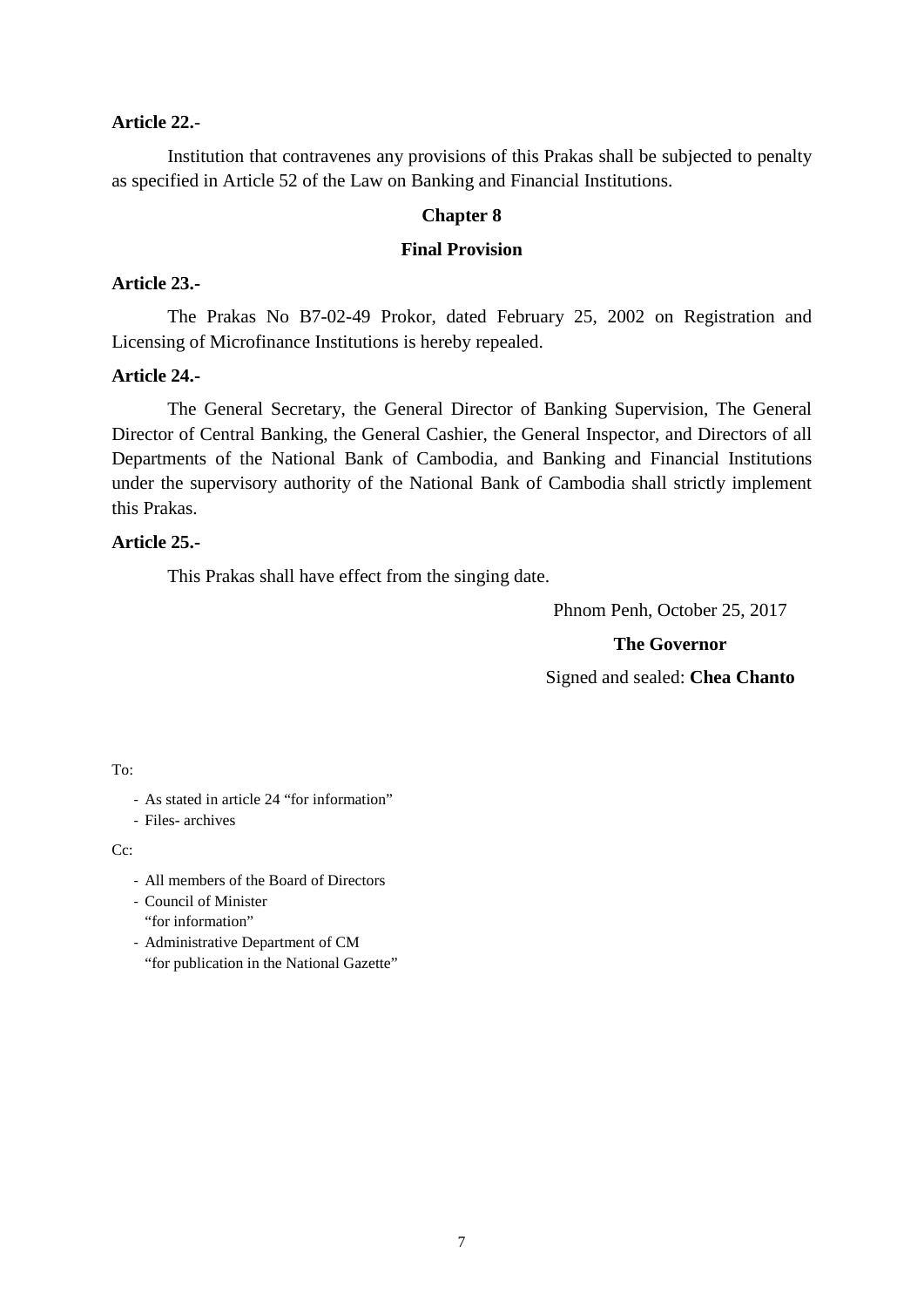**Article 22.-**

Institution that contravenes any provisions of this Prakas shall be subjected to penalty as specified in Article 52 of the Law on Banking and Financial Institutions.

## Chapter 8

## Final Provision

**Article 23.-**

The Prakas No B7-02-49 Prokor, dated February 25, 2002 on Registration and Licensing of Microfinance Institutions is hereby repealed.

**Article 24.-**

The General Secretary, the General Director of Banking Supervision, The General Director of Central Banking, the General Cashier, the General Inspector, and Directors of all Departments of the National Bank of Cambodia, and Banking and Financial Institutions under the supervisory authority of the National Bank of Cambodia shall strictly implement this Prakas.

**Article 25.-**

This Prakas shall have effect from the singing date.

Phnom Penh, October 25, 2017

**The Governor**

Signed and sealed: **Chea Chanto**

To:

- As stated in article 24 "for information"
- Files- archives

Cc:

- All members of the Board of Directors
- Council of Minister
  "for information"
- Administrative Department of CM
  "for publication in the National Gazette"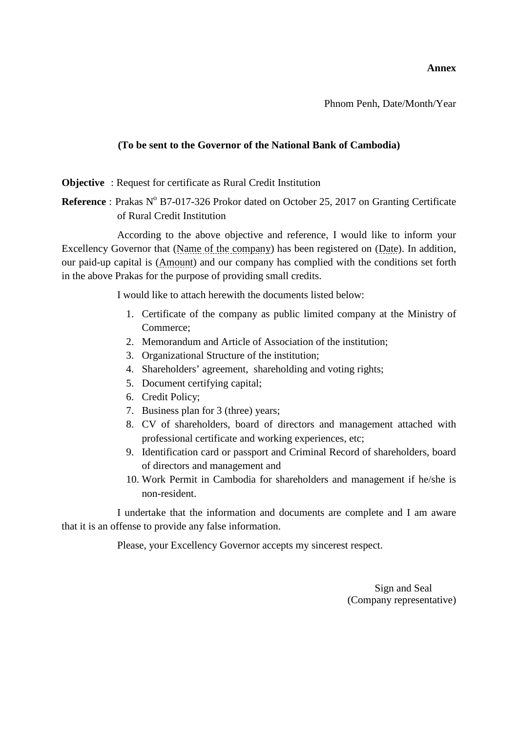**Annex**

Phnom Penh, Date/Month/Year

**(To be sent to the Governor of the National Bank of Cambodia)**

**Objective** : Request for certificate as Rural Credit Institution

**Reference** : Prakas N$^{o}$ B7-017-326 Prokor dated on October 25, 2017 on Granting Certificate of Rural Credit Institution

According to the above objective and reference, I would like to inform your Excellency Governor that (Name of the company) has been registered on (Date). In addition, our paid-up capital is (Amount) and our company has complied with the conditions set forth in the above Prakas for the purpose of providing small credits.

I would like to attach herewith the documents listed below:

1. Certificate of the company as public limited company at the Ministry of Commerce;
2. Memorandum and Article of Association of the institution;
3. Organizational Structure of the institution;
4. Shareholders' agreement, shareholding and voting rights;
5. Document certifying capital;
6. Credit Policy;
7. Business plan for 3 (three) years;
8. CV of shareholders, board of directors and management attached with professional certificate and working experiences, etc;
9. Identification card or passport and Criminal Record of shareholders, board of directors and management and
10. Work Permit in Cambodia for shareholders and management if he/she is non-resident.

I undertake that the information and documents are complete and I am aware that it is an offense to provide any false information.

Please, your Excellency Governor accepts my sincerest respect.

Sign and Seal
(Company representative)